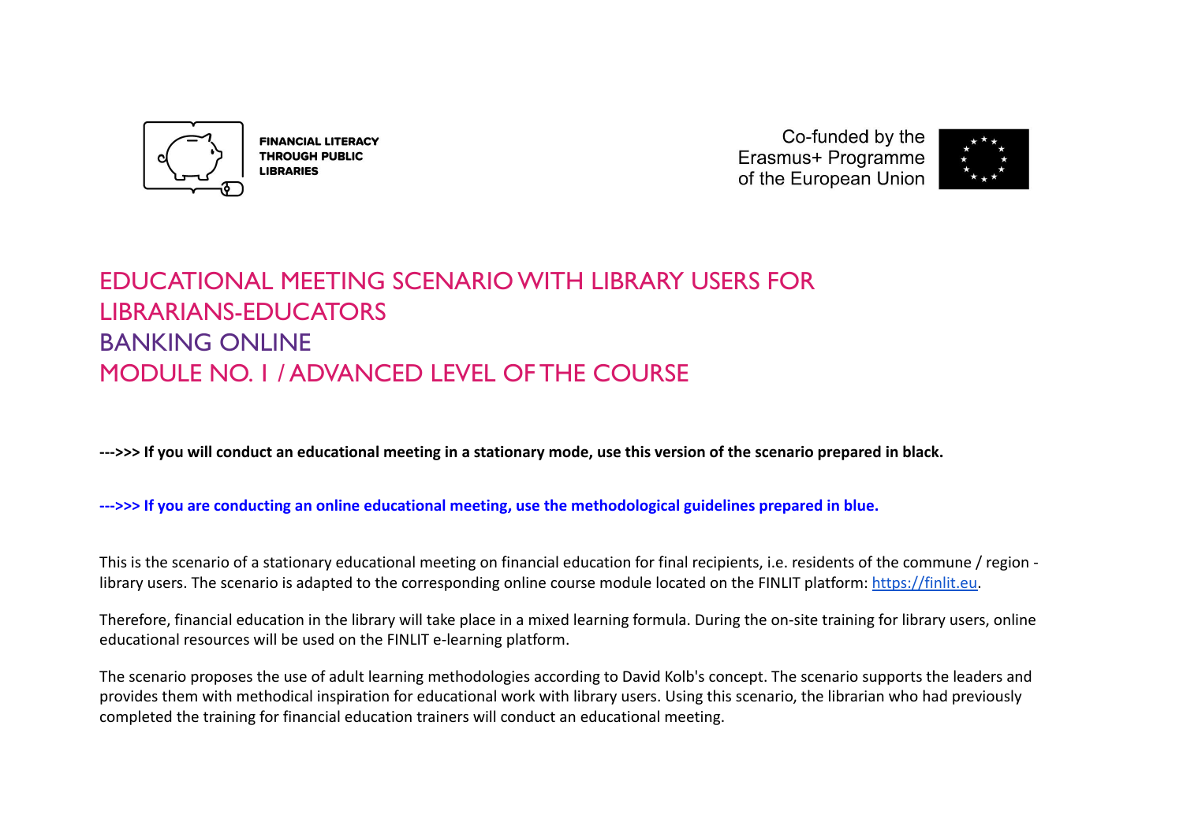FINANCIAL LITERACY THROUGH PUBLIC LIBRARIES

Co-funded by the Erasmus+ Programme of the European Union

# EDUCATIONAL MEETING SCENARIO WITH LIBRARY USERS FOR LIBRARIANS-EDUCATORS
# BANKING ONLINE
# MODULE NO. 1 / ADVANCED LEVEL OF THE COURSE

**--->>> If you will conduct an educational meeting in a stationary mode, use this version of the scenario prepared in black.**

**--->>> If you are conducting an online educational meeting, use the methodological guidelines prepared in blue.**

This is the scenario of a stationary educational meeting on financial education for final recipients, i.e. residents of the commune / region - library users. The scenario is adapted to the corresponding online course module located on the FINLIT platform: [https://finlit.eu](https://finlit.eu).

Therefore, financial education in the library will take place in a mixed learning formula. During the on-site training for library users, online educational resources will be used on the FINLIT e-learning platform.

The scenario proposes the use of adult learning methodologies according to David Kolb's concept. The scenario supports the leaders and provides them with methodical inspiration for educational work with library users. Using this scenario, the librarian who had previously completed the training for financial education trainers will conduct an educational meeting.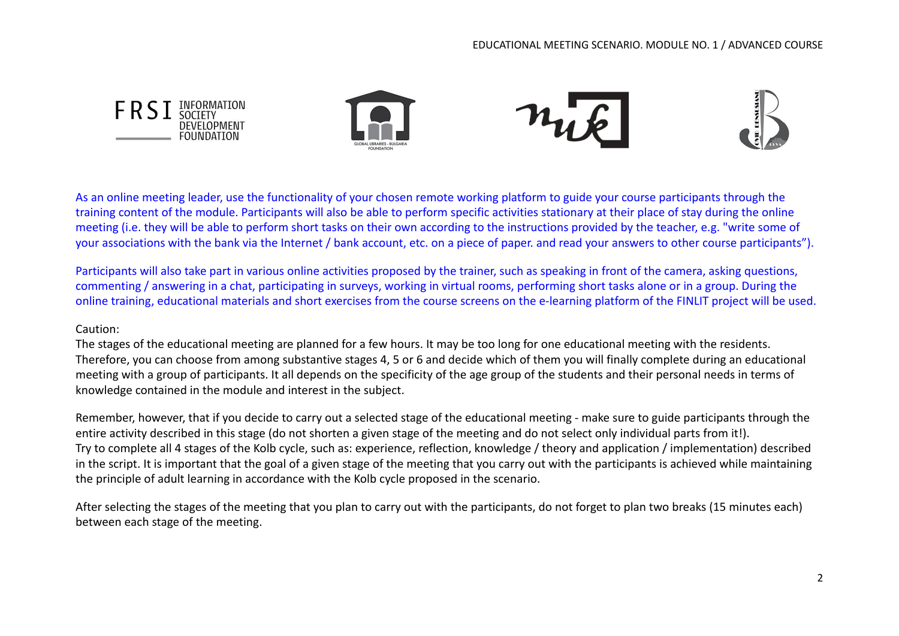As an online meeting leader, use the functionality of your chosen remote working platform to guide your course participants through the training content of the module. Participants will also be able to perform specific activities stationary at their place of stay during the online meeting (i.e. they will be able to perform short tasks on their own according to the instructions provided by the teacher, e.g. "write some of your associations with the bank via the Internet / bank account, etc. on a piece of paper. and read your answers to other course participants").

Participants will also take part in various online activities proposed by the trainer, such as speaking in front of the camera, asking questions, commenting / answering in a chat, participating in surveys, working in virtual rooms, performing short tasks alone or in a group. During the online training, educational materials and short exercises from the course screens on the e-learning platform of the FINLIT project will be used.

Caution:

The stages of the educational meeting are planned for a few hours. It may be too long for one educational meeting with the residents. Therefore, you can choose from among substantive stages 4, 5 or 6 and decide which of them you will finally complete during an educational meeting with a group of participants. It all depends on the specificity of the age group of the students and their personal needs in terms of knowledge contained in the module and interest in the subject.

Remember, however, that if you decide to carry out a selected stage of the educational meeting - make sure to guide participants through the entire activity described in this stage (do not shorten a given stage of the meeting and do not select only individual parts from it!).
Try to complete all 4 stages of the Kolb cycle, such as: experience, reflection, knowledge / theory and application / implementation) described in the script. It is important that the goal of a given stage of the meeting that you carry out with the participants is achieved while maintaining the principle of adult learning in accordance with the Kolb cycle proposed in the scenario.

After selecting the stages of the meeting that you plan to carry out with the participants, do not forget to plan two breaks (15 minutes each) between each stage of the meeting.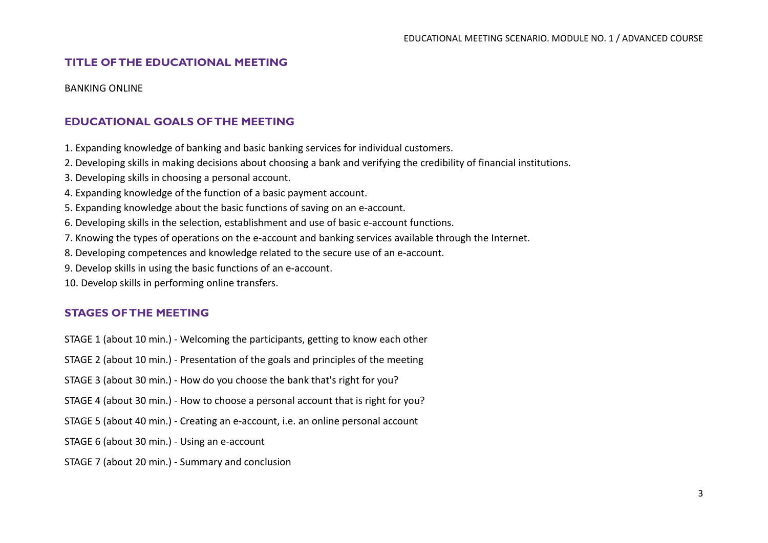## TITLE OF THE EDUCATIONAL MEETING

BANKING ONLINE

## EDUCATIONAL GOALS OF THE MEETING

1. Expanding knowledge of banking and basic banking services for individual customers.
2. Developing skills in making decisions about choosing a bank and verifying the credibility of financial institutions.
3. Developing skills in choosing a personal account.
4. Expanding knowledge of the function of a basic payment account.
5. Expanding knowledge about the basic functions of saving on an e-account.
6. Developing skills in the selection, establishment and use of basic e-account functions.
7. Knowing the types of operations on the e-account and banking services available through the Internet.
8. Developing competences and knowledge related to the secure use of an e-account.
9. Develop skills in using the basic functions of an e-account.
10. Develop skills in performing online transfers.

## STAGES OF THE MEETING

STAGE 1 (about 10 min.) - Welcoming the participants, getting to know each other

STAGE 2 (about 10 min.) - Presentation of the goals and principles of the meeting

STAGE 3 (about 30 min.) - How do you choose the bank that's right for you?

STAGE 4 (about 30 min.) - How to choose a personal account that is right for you?

STAGE 5 (about 40 min.) - Creating an e-account, i.e. an online personal account

STAGE 6 (about 30 min.) - Using an e-account

STAGE 7 (about 20 min.) - Summary and conclusion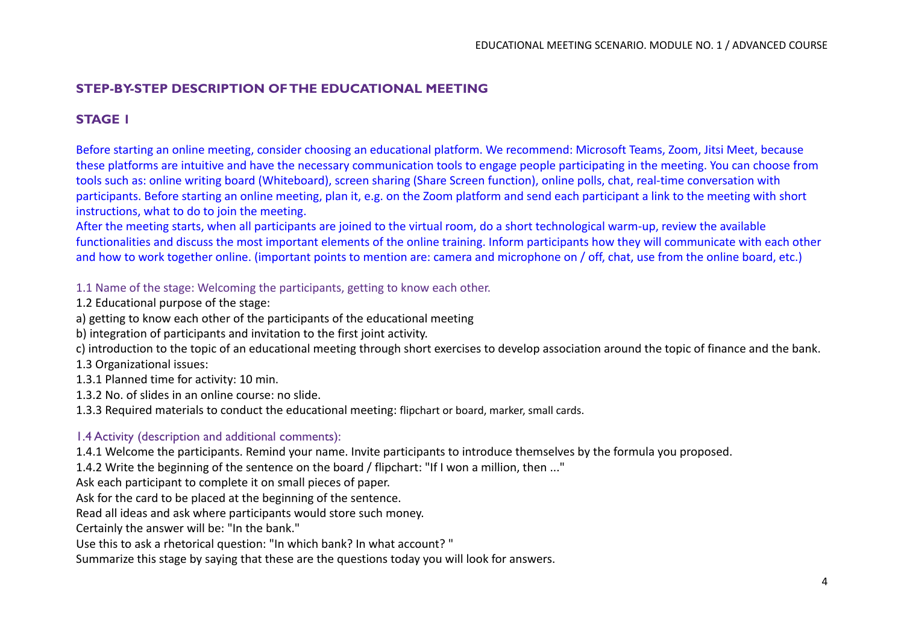## STEP-BY-STEP DESCRIPTION OF THE EDUCATIONAL MEETING

### STAGE 1

Before starting an online meeting, consider choosing an educational platform. We recommend: Microsoft Teams, Zoom, Jitsi Meet, because these platforms are intuitive and have the necessary communication tools to engage people participating in the meeting. You can choose from tools such as: online writing board (Whiteboard), screen sharing (Share Screen function), online polls, chat, real-time conversation with participants. Before starting an online meeting, plan it, e.g. on the Zoom platform and send each participant a link to the meeting with short instructions, what to do to join the meeting.
After the meeting starts, when all participants are joined to the virtual room, do a short technological warm-up, review the available functionalities and discuss the most important elements of the online training. Inform participants how they will communicate with each other and how to work together online. (important points to mention are: camera and microphone on / off, chat, use from the online board, etc.)

1.1 Name of the stage: Welcoming the participants, getting to know each other.

1.2 Educational purpose of the stage:

a) getting to know each other of the participants of the educational meeting

b) integration of participants and invitation to the first joint activity.

c) introduction to the topic of an educational meeting through short exercises to develop association around the topic of finance and the bank.

1.3 Organizational issues:

1.3.1 Planned time for activity: 10 min.

1.3.2 No. of slides in an online course: no slide.

1.3.3 Required materials to conduct the educational meeting: flipchart or board, marker, small cards.

1.4 Activity (description and additional comments):

1.4.1 Welcome the participants. Remind your name. Invite participants to introduce themselves by the formula you proposed.

1.4.2 Write the beginning of the sentence on the board / flipchart: "If I won a million, then ..."

Ask each participant to complete it on small pieces of paper.

Ask for the card to be placed at the beginning of the sentence.

Read all ideas and ask where participants would store such money.

Certainly the answer will be: "In the bank."

Use this to ask a rhetorical question: "In which bank? In what account? "

Summarize this stage by saying that these are the questions today you will look for answers.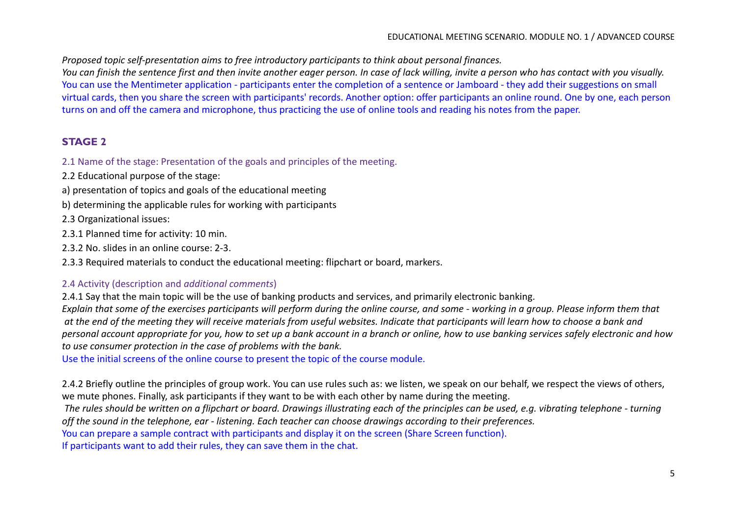*Proposed topic self-presentation aims to free introductory participants to think about personal finances.*
*You can finish the sentence first and then invite another eager person. In case of lack willing, invite a person who has contact with you visually.*
You can use the Mentimeter application - participants enter the completion of a sentence or Jamboard - they add their suggestions on small virtual cards, then you share the screen with participants' records. Another option: offer participants an online round. One by one, each person turns on and off the camera and microphone, thus practicing the use of online tools and reading his notes from the paper.

## STAGE 2

2.1 Name of the stage: Presentation of the goals and principles of the meeting.

2.2 Educational purpose of the stage:

a) presentation of topics and goals of the educational meeting

b) determining the applicable rules for working with participants

2.3 Organizational issues:

2.3.1 Planned time for activity: 10 min.

2.3.2 No. slides in an online course: 2-3.

2.3.3 Required materials to conduct the educational meeting: flipchart or board, markers.

2.4 Activity (description and *additional comments*)

2.4.1 Say that the main topic will be the use of banking products and services, and primarily electronic banking.
*Explain that some of the exercises participants will perform during the online course, and some - working in a group. Please inform them that at the end of the meeting they will receive materials from useful websites. Indicate that participants will learn how to choose a bank and personal account appropriate for you, how to set up a bank account in a branch or online, how to use banking services safely electronic and how to use consumer protection in the case of problems with the bank.*
Use the initial screens of the online course to present the topic of the course module.

2.4.2 Briefly outline the principles of group work. You can use rules such as: we listen, we speak on our behalf, we respect the views of others, we mute phones. Finally, ask participants if they want to be with each other by name during the meeting.
*The rules should be written on a flipchart or board. Drawings illustrating each of the principles can be used, e.g. vibrating telephone - turning off the sound in the telephone, ear - listening. Each teacher can choose drawings according to their preferences.*
You can prepare a sample contract with participants and display it on the screen (Share Screen function).
If participants want to add their rules, they can save them in the chat.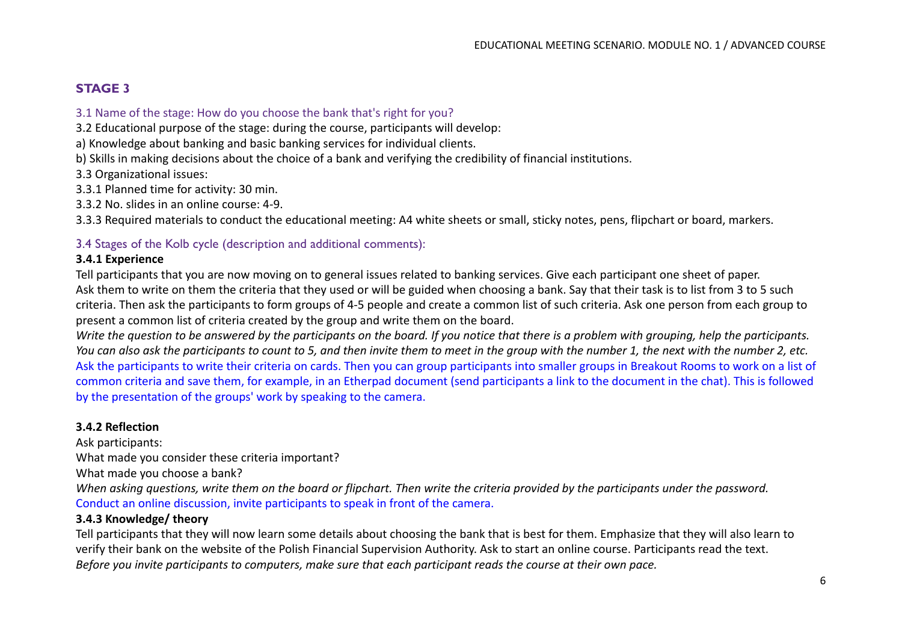## STAGE 3

3.1 Name of the stage: How do you choose the bank that's right for you?

3.2 Educational purpose of the stage: during the course, participants will develop:

a) Knowledge about banking and basic banking services for individual clients.

b) Skills in making decisions about the choice of a bank and verifying the credibility of financial institutions.

3.3 Organizational issues:

3.3.1 Planned time for activity: 30 min.

3.3.2 No. slides in an online course: 4-9.

3.3.3 Required materials to conduct the educational meeting: A4 white sheets or small, sticky notes, pens, flipchart or board, markers.

3.4 Stages of the Kolb cycle (description and additional comments):

### 3.4.1 Experience

Tell participants that you are now moving on to general issues related to banking services. Give each participant one sheet of paper. Ask them to write on them the criteria that they used or will be guided when choosing a bank. Say that their task is to list from 3 to 5 such criteria. Then ask the participants to form groups of 4-5 people and create a common list of such criteria. Ask one person from each group to present a common list of criteria created by the group and write them on the board.

*Write the question to be answered by the participants on the board. If you notice that there is a problem with grouping, help the participants. You can also ask the participants to count to 5, and then invite them to meet in the group with the number 1, the next with the number 2, etc.*

Ask the participants to write their criteria on cards. Then you can group participants into smaller groups in Breakout Rooms to work on a list of common criteria and save them, for example, in an Etherpad document (send participants a link to the document in the chat). This is followed by the presentation of the groups' work by speaking to the camera.

### 3.4.2 Reflection

Ask participants:

What made you consider these criteria important?

What made you choose a bank?

*When asking questions, write them on the board or flipchart. Then write the criteria provided by the participants under the password.*

Conduct an online discussion, invite participants to speak in front of the camera.

### 3.4.3 Knowledge/ theory

Tell participants that they will now learn some details about choosing the bank that is best for them. Emphasize that they will also learn to verify their bank on the website of the Polish Financial Supervision Authority. Ask to start an online course. Participants read the text.

*Before you invite participants to computers, make sure that each participant reads the course at their own pace.*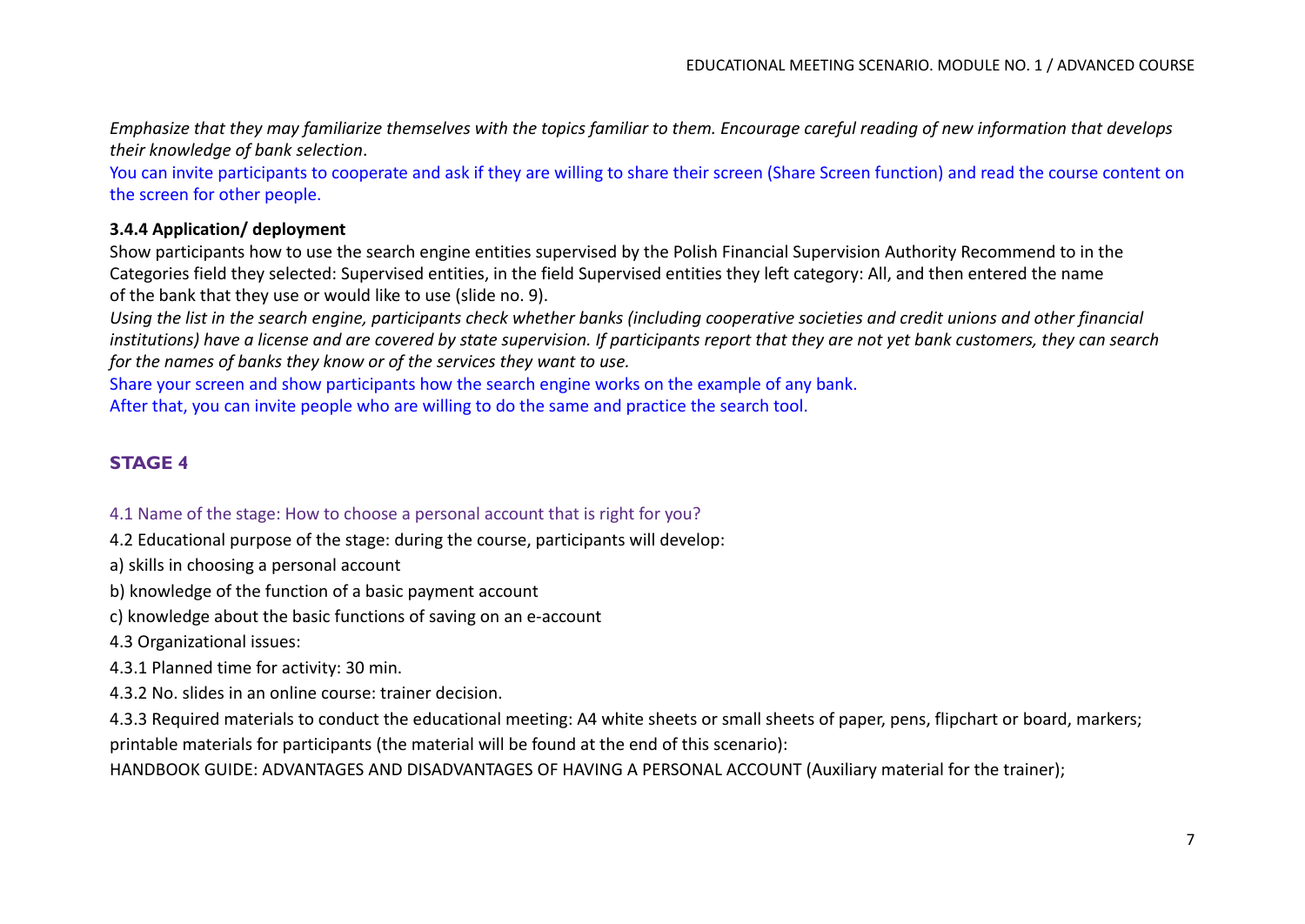*Emphasize that they may familiarize themselves with the topics familiar to them. Encourage careful reading of new information that develops their knowledge of bank selection*.

You can invite participants to cooperate and ask if they are willing to share their screen (Share Screen function) and read the course content on the screen for other people.

**3.4.4 Application/ deployment**

Show participants how to use the search engine entities supervised by the Polish Financial Supervision Authority Recommend to in the Categories field they selected: Supervised entities, in the field Supervised entities they left category: All, and then entered the name of the bank that they use or would like to use (slide no. 9).

*Using the list in the search engine, participants check whether banks (including cooperative societies and credit unions and other financial institutions) have a license and are covered by state supervision. If participants report that they are not yet bank customers, they can search for the names of banks they know or of the services they want to use.*

Share your screen and show participants how the search engine works on the example of any bank.

After that, you can invite people who are willing to do the same and practice the search tool.

## STAGE 4

4.1 Name of the stage: How to choose a personal account that is right for you?

4.2 Educational purpose of the stage: during the course, participants will develop:

a) skills in choosing a personal account

b) knowledge of the function of a basic payment account

c) knowledge about the basic functions of saving on an e-account

4.3 Organizational issues:

4.3.1 Planned time for activity: 30 min.

4.3.2 No. slides in an online course: trainer decision.

4.3.3 Required materials to conduct the educational meeting: A4 white sheets or small sheets of paper, pens, flipchart or board, markers; printable materials for participants (the material will be found at the end of this scenario):

HANDBOOK GUIDE: ADVANTAGES AND DISADVANTAGES OF HAVING A PERSONAL ACCOUNT (Auxiliary material for the trainer);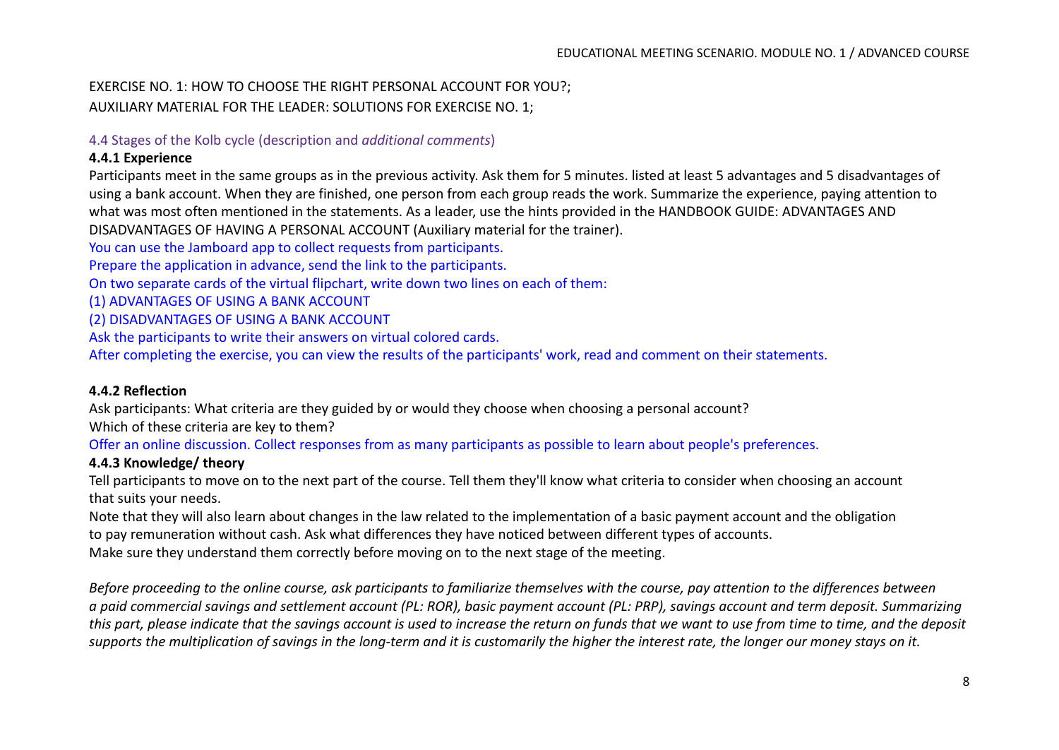EXERCISE NO. 1: HOW TO CHOOSE THE RIGHT PERSONAL ACCOUNT FOR YOU?;
AUXILIARY MATERIAL FOR THE LEADER: SOLUTIONS FOR EXERCISE NO. 1;

### 4.4 Stages of the Kolb cycle (description and *additional comments*)

#### 4.4.1 Experience

Participants meet in the same groups as in the previous activity. Ask them for 5 minutes. listed at least 5 advantages and 5 disadvantages of using a bank account. When they are finished, one person from each group reads the work. Summarize the experience, paying attention to what was most often mentioned in the statements. As a leader, use the hints provided in the HANDBOOK GUIDE: ADVANTAGES AND DISADVANTAGES OF HAVING A PERSONAL ACCOUNT (Auxiliary material for the trainer).

You can use the Jamboard app to collect requests from participants.
Prepare the application in advance, send the link to the participants.
On two separate cards of the virtual flipchart, write down two lines on each of them:
(1) ADVANTAGES OF USING A BANK ACCOUNT
(2) DISADVANTAGES OF USING A BANK ACCOUNT
Ask the participants to write their answers on virtual colored cards.
After completing the exercise, you can view the results of the participants' work, read and comment on their statements.

#### 4.4.2 Reflection

Ask participants: What criteria are they guided by or would they choose when choosing a personal account?
Which of these criteria are key to them?
Offer an online discussion. Collect responses from as many participants as possible to learn about people's preferences.

#### 4.4.3 Knowledge/ theory

Tell participants to move on to the next part of the course. Tell them they'll know what criteria to consider when choosing an account that suits your needs.
Note that they will also learn about changes in the law related to the implementation of a basic payment account and the obligation to pay remuneration without cash. Ask what differences they have noticed between different types of accounts.
Make sure they understand them correctly before moving on to the next stage of the meeting.

*Before proceeding to the online course, ask participants to familiarize themselves with the course, pay attention to the differences between a paid commercial savings and settlement account (PL: ROR), basic payment account (PL: PRP), savings account and term deposit. Summarizing this part, please indicate that the savings account is used to increase the return on funds that we want to use from time to time, and the deposit supports the multiplication of savings in the long-term and it is customarily the higher the interest rate, the longer our money stays on it.*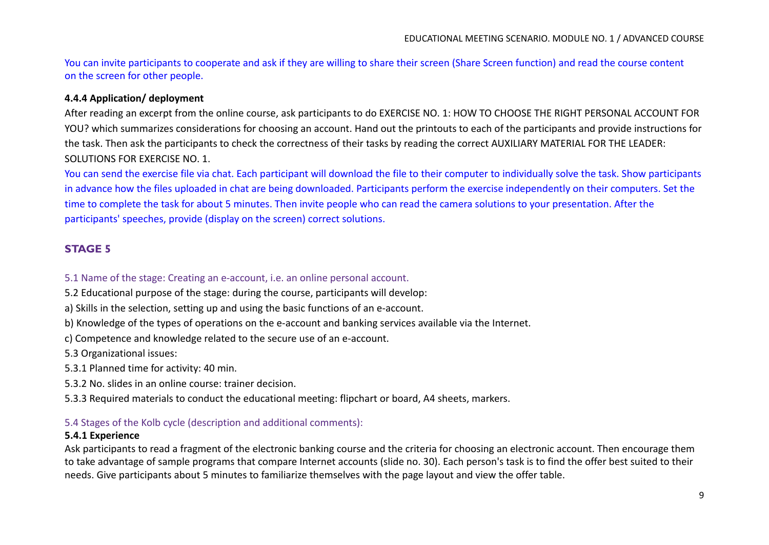You can invite participants to cooperate and ask if they are willing to share their screen (Share Screen function) and read the course content on the screen for other people.

**4.4.4 Application/ deployment**

After reading an excerpt from the online course, ask participants to do EXERCISE NO. 1: HOW TO CHOOSE THE RIGHT PERSONAL ACCOUNT FOR YOU? which summarizes considerations for choosing an account. Hand out the printouts to each of the participants and provide instructions for the task. Then ask the participants to check the correctness of their tasks by reading the correct AUXILIARY MATERIAL FOR THE LEADER: SOLUTIONS FOR EXERCISE NO. 1.

You can send the exercise file via chat. Each participant will download the file to their computer to individually solve the task. Show participants in advance how the files uploaded in chat are being downloaded. Participants perform the exercise independently on their computers. Set the time to complete the task for about 5 minutes. Then invite people who can read the camera solutions to your presentation. After the participants' speeches, provide (display on the screen) correct solutions.

## STAGE 5

5.1 Name of the stage: Creating an e-account, i.e. an online personal account.

5.2 Educational purpose of the stage: during the course, participants will develop:

a) Skills in the selection, setting up and using the basic functions of an e-account.

b) Knowledge of the types of operations on the e-account and banking services available via the Internet.

c) Competence and knowledge related to the secure use of an e-account.

5.3 Organizational issues:

5.3.1 Planned time for activity: 40 min.

5.3.2 No. slides in an online course: trainer decision.

5.3.3 Required materials to conduct the educational meeting: flipchart or board, A4 sheets, markers.

5.4 Stages of the Kolb cycle (description and additional comments):

**5.4.1 Experience**

Ask participants to read a fragment of the electronic banking course and the criteria for choosing an electronic account. Then encourage them to take advantage of sample programs that compare Internet accounts (slide no. 30). Each person's task is to find the offer best suited to their needs. Give participants about 5 minutes to familiarize themselves with the page layout and view the offer table.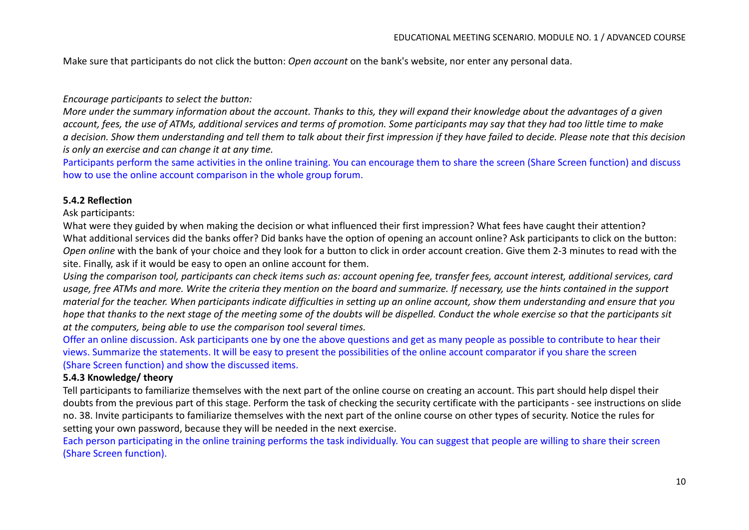Make sure that participants do not click the button: *Open account* on the bank's website, nor enter any personal data.

*Encourage participants to select the button:*
*More under the summary information about the account. Thanks to this, they will expand their knowledge about the advantages of a given account, fees, the use of ATMs, additional services and terms of promotion. Some participants may say that they had too little time to make a decision. Show them understanding and tell them to talk about their first impression if they have failed to decide. Please note that this decision is only an exercise and can change it at any time.*
Participants perform the same activities in the online training. You can encourage them to share the screen (Share Screen function) and discuss how to use the online account comparison in the whole group forum.

### 5.4.2 Reflection

Ask participants:
What were they guided by when making the decision or what influenced their first impression? What fees have caught their attention? What additional services did the banks offer? Did banks have the option of opening an account online? Ask participants to click on the button: *Open online* with the bank of your choice and they look for a button to click in order account creation. Give them 2-3 minutes to read with the site. Finally, ask if it would be easy to open an online account for them.
*Using the comparison tool, participants can check items such as: account opening fee, transfer fees, account interest, additional services, card usage, free ATMs and more. Write the criteria they mention on the board and summarize. If necessary, use the hints contained in the support material for the teacher. When participants indicate difficulties in setting up an online account, show them understanding and ensure that you hope that thanks to the next stage of the meeting some of the doubts will be dispelled. Conduct the whole exercise so that the participants sit at the computers, being able to use the comparison tool several times.*
Offer an online discussion. Ask participants one by one the above questions and get as many people as possible to contribute to hear their views. Summarize the statements. It will be easy to present the possibilities of the online account comparator if you share the screen (Share Screen function) and show the discussed items.

### 5.4.3 Knowledge/ theory

Tell participants to familiarize themselves with the next part of the online course on creating an account. This part should help dispel their doubts from the previous part of this stage. Perform the task of checking the security certificate with the participants - see instructions on slide no. 38. Invite participants to familiarize themselves with the next part of the online course on other types of security. Notice the rules for setting your own password, because they will be needed in the next exercise.
Each person participating in the online training performs the task individually. You can suggest that people are willing to share their screen (Share Screen function).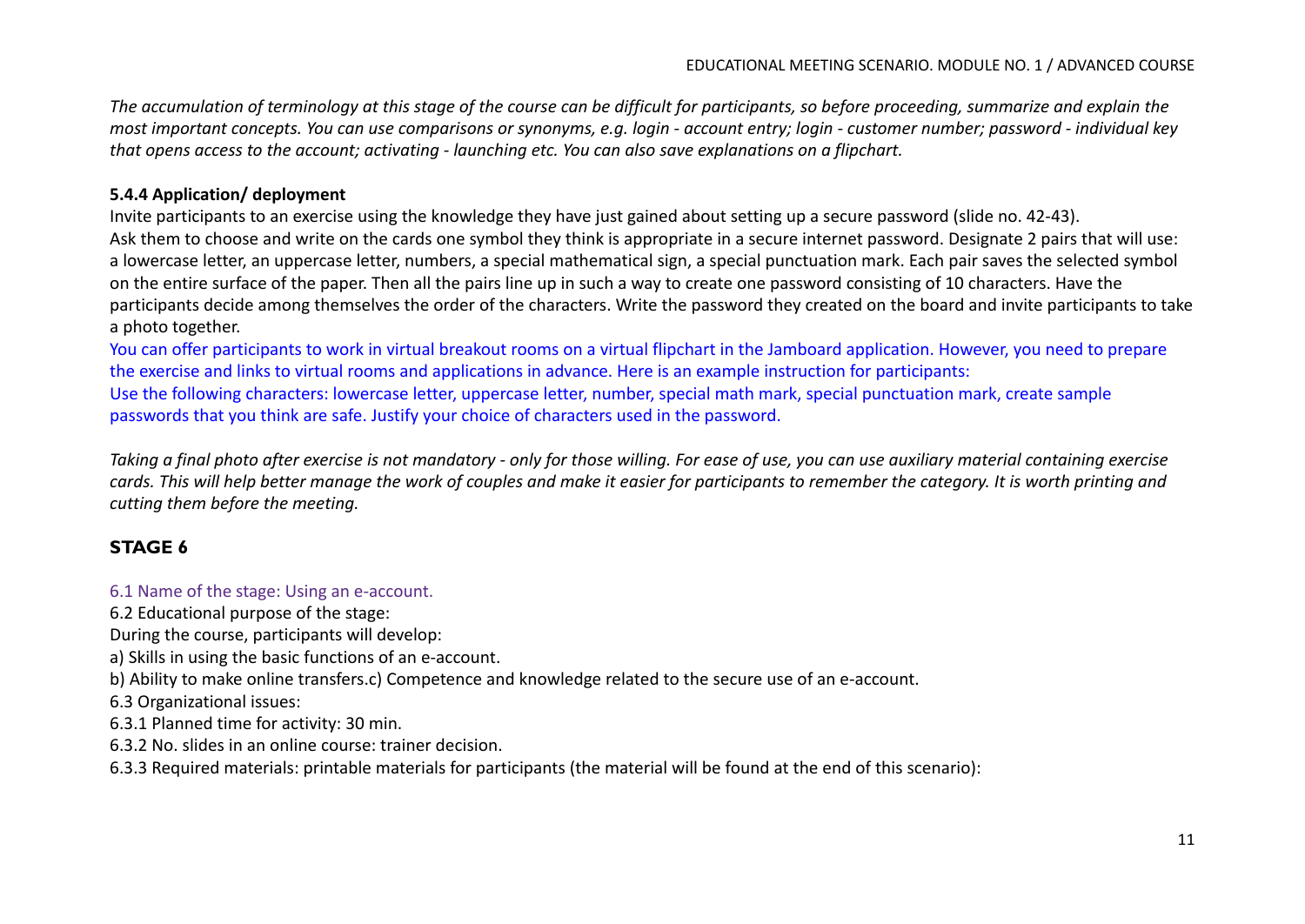*The accumulation of terminology at this stage of the course can be difficult for participants, so before proceeding, summarize and explain the most important concepts. You can use comparisons or synonyms, e.g. login - account entry; login - customer number; password - individual key that opens access to the account; activating - launching etc. You can also save explanations on a flipchart.*

**5.4.4 Application/ deployment**

Invite participants to an exercise using the knowledge they have just gained about setting up a secure password (slide no. 42-43).
Ask them to choose and write on the cards one symbol they think is appropriate in a secure internet password. Designate 2 pairs that will use: a lowercase letter, an uppercase letter, numbers, a special mathematical sign, a special punctuation mark. Each pair saves the selected symbol on the entire surface of the paper. Then all the pairs line up in such a way to create one password consisting of 10 characters. Have the participants decide among themselves the order of the characters. Write the password they created on the board and invite participants to take a photo together.
You can offer participants to work in virtual breakout rooms on a virtual flipchart in the Jamboard application. However, you need to prepare the exercise and links to virtual rooms and applications in advance. Here is an example instruction for participants:
Use the following characters: lowercase letter, uppercase letter, number, special math mark, special punctuation mark, create sample passwords that you think are safe. Justify your choice of characters used in the password.

*Taking a final photo after exercise is not mandatory - only for those willing. For ease of use, you can use auxiliary material containing exercise cards. This will help better manage the work of couples and make it easier for participants to remember the category. It is worth printing and cutting them before the meeting.*

## STAGE 6

6.1 Name of the stage: Using an e-account.
6.2 Educational purpose of the stage:
During the course, participants will develop:
a) Skills in using the basic functions of an e-account.
b) Ability to make online transfers.c) Competence and knowledge related to the secure use of an e-account.
6.3 Organizational issues:
6.3.1 Planned time for activity: 30 min.
6.3.2 No. slides in an online course: trainer decision.
6.3.3 Required materials: printable materials for participants (the material will be found at the end of this scenario):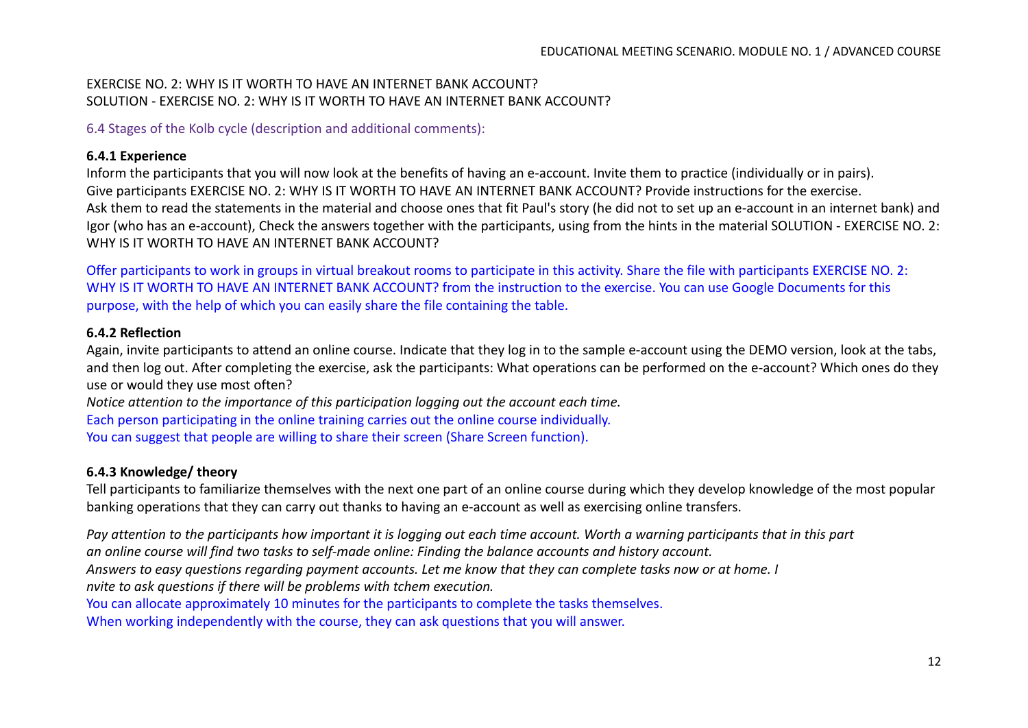EXERCISE NO. 2: WHY IS IT WORTH TO HAVE AN INTERNET BANK ACCOUNT?
SOLUTION - EXERCISE NO. 2: WHY IS IT WORTH TO HAVE AN INTERNET BANK ACCOUNT?

6.4 Stages of the Kolb cycle (description and additional comments):

**6.4.1 Experience**

Inform the participants that you will now look at the benefits of having an e-account. Invite them to practice (individually or in pairs).
Give participants EXERCISE NO. 2: WHY IS IT WORTH TO HAVE AN INTERNET BANK ACCOUNT? Provide instructions for the exercise.
Ask them to read the statements in the material and choose ones that fit Paul's story (he did not to set up an e-account in an internet bank) and Igor (who has an e-account), Check the answers together with the participants, using from the hints in the material SOLUTION - EXERCISE NO. 2: WHY IS IT WORTH TO HAVE AN INTERNET BANK ACCOUNT?

Offer participants to work in groups in virtual breakout rooms to participate in this activity. Share the file with participants EXERCISE NO. 2: WHY IS IT WORTH TO HAVE AN INTERNET BANK ACCOUNT? from the instruction to the exercise. You can use Google Documents for this purpose, with the help of which you can easily share the file containing the table.

**6.4.2 Reflection**

Again, invite participants to attend an online course. Indicate that they log in to the sample e-account using the DEMO version, look at the tabs, and then log out. After completing the exercise, ask the participants: What operations can be performed on the e-account? Which ones do they use or would they use most often?
*Notice attention to the importance of this participation logging out the account each time.*
Each person participating in the online training carries out the online course individually.
You can suggest that people are willing to share their screen (Share Screen function).

**6.4.3 Knowledge/ theory**

Tell participants to familiarize themselves with the next one part of an online course during which they develop knowledge of the most popular banking operations that they can carry out thanks to having an e-account as well as exercising online transfers.

*Pay attention to the participants how important it is logging out each time account. Worth a warning participants that in this part an online course will find two tasks to self-made online: Finding the balance accounts and history account. Answers to easy questions regarding payment accounts. Let me know that they can complete tasks now or at home. I nvite to ask questions if there will be problems with tchem execution.*
You can allocate approximately 10 minutes for the participants to complete the tasks themselves.
When working independently with the course, they can ask questions that you will answer.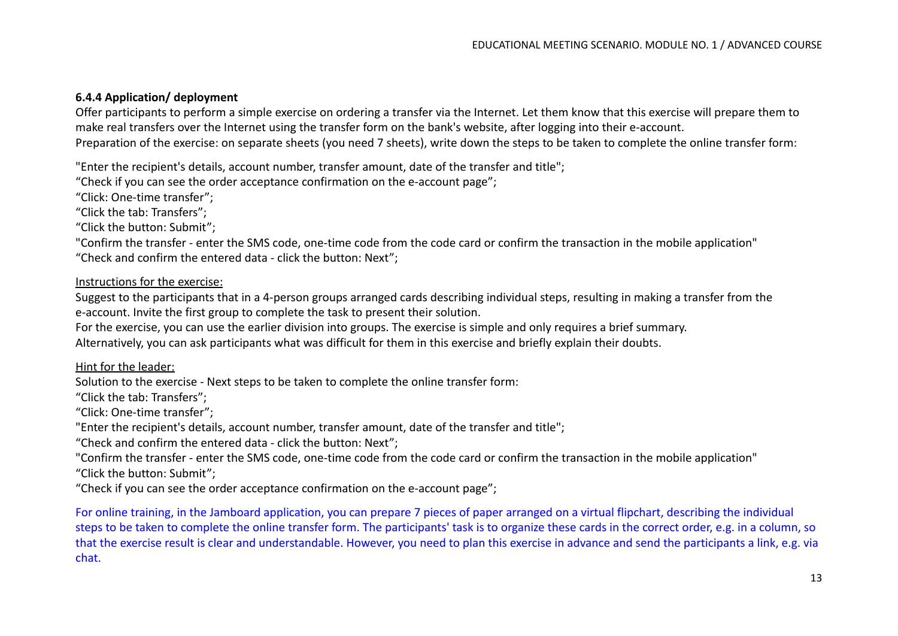### 6.4.4 Application/ deployment

Offer participants to perform a simple exercise on ordering a transfer via the Internet. Let them know that this exercise will prepare them to make real transfers over the Internet using the transfer form on the bank's website, after logging into their e-account.
Preparation of the exercise: on separate sheets (you need 7 sheets), write down the steps to be taken to complete the online transfer form:

"Enter the recipient's details, account number, transfer amount, date of the transfer and title";
"Check if you can see the order acceptance confirmation on the e-account page";
"Click: One-time transfer";
"Click the tab: Transfers";
"Click the button: Submit";
"Confirm the transfer - enter the SMS code, one-time code from the code card or confirm the transaction in the mobile application"
"Check and confirm the entered data - click the button: Next";

<u>Instructions for the exercise:</u>

Suggest to the participants that in a 4-person groups arranged cards describing individual steps, resulting in making a transfer from the e-account. Invite the first group to complete the task to present their solution.
For the exercise, you can use the earlier division into groups. The exercise is simple and only requires a brief summary.
Alternatively, you can ask participants what was difficult for them in this exercise and briefly explain their doubts.

<u>Hint for the leader:</u>

Solution to the exercise - Next steps to be taken to complete the online transfer form:
"Click the tab: Transfers";
"Click: One-time transfer";
"Enter the recipient's details, account number, transfer amount, date of the transfer and title";
"Check and confirm the entered data - click the button: Next";
"Confirm the transfer - enter the SMS code, one-time code from the code card or confirm the transaction in the mobile application"
"Click the button: Submit";
"Check if you can see the order acceptance confirmation on the e-account page";

For online training, in the Jamboard application, you can prepare 7 pieces of paper arranged on a virtual flipchart, describing the individual steps to be taken to complete the online transfer form. The participants' task is to organize these cards in the correct order, e.g. in a column, so that the exercise result is clear and understandable. However, you need to plan this exercise in advance and send the participants a link, e.g. via chat.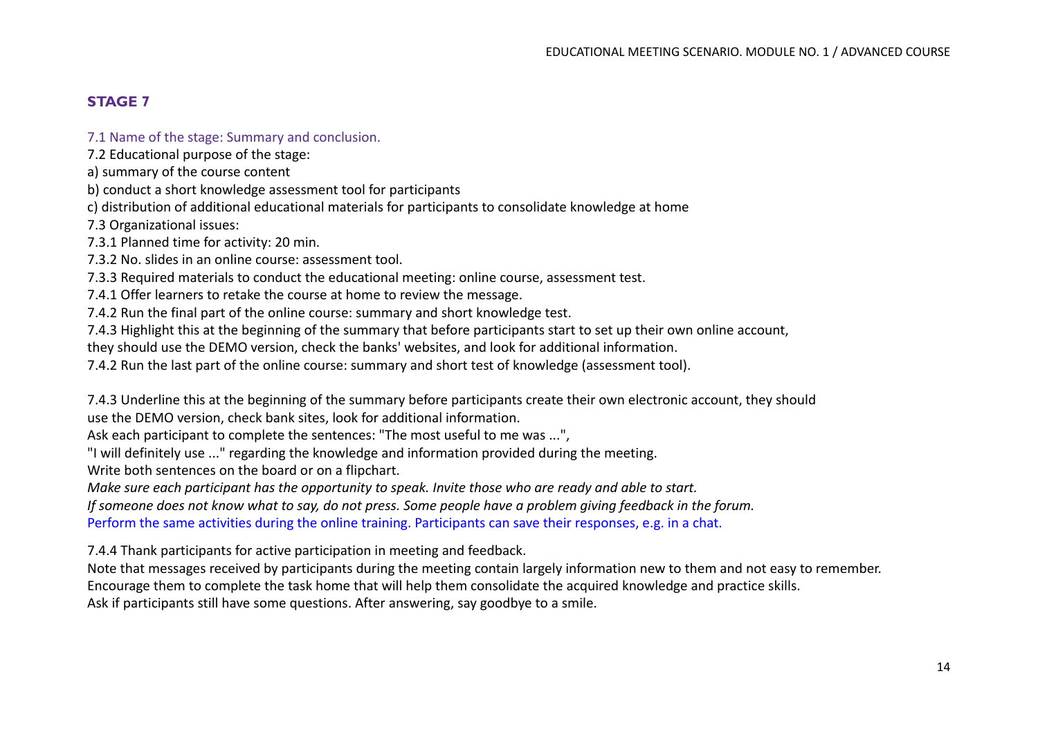## STAGE 7

7.1 Name of the stage: Summary and conclusion.

7.2 Educational purpose of the stage:

a) summary of the course content

b) conduct a short knowledge assessment tool for participants

c) distribution of additional educational materials for participants to consolidate knowledge at home

7.3 Organizational issues:

7.3.1 Planned time for activity: 20 min.

7.3.2 No. slides in an online course: assessment tool.

7.3.3 Required materials to conduct the educational meeting: online course, assessment test.

7.4.1 Offer learners to retake the course at home to review the message.

7.4.2 Run the final part of the online course: summary and short knowledge test.

7.4.3 Highlight this at the beginning of the summary that before participants start to set up their own online account, they should use the DEMO version, check the banks' websites, and look for additional information.

7.4.2 Run the last part of the online course: summary and short test of knowledge (assessment tool).

7.4.3 Underline this at the beginning of the summary before participants create their own electronic account, they should use the DEMO version, check bank sites, look for additional information.

Ask each participant to complete the sentences: "The most useful to me was ...",

"I will definitely use ..." regarding the knowledge and information provided during the meeting.

Write both sentences on the board or on a flipchart.

*Make sure each participant has the opportunity to speak. Invite those who are ready and able to start.*

*If someone does not know what to say, do not press. Some people have a problem giving feedback in the forum.*

Perform the same activities during the online training. Participants can save their responses, e.g. in a chat.

7.4.4 Thank participants for active participation in meeting and feedback.

Note that messages received by participants during the meeting contain largely information new to them and not easy to remember.

Encourage them to complete the task home that will help them consolidate the acquired knowledge and practice skills.

Ask if participants still have some questions. After answering, say goodbye to a smile.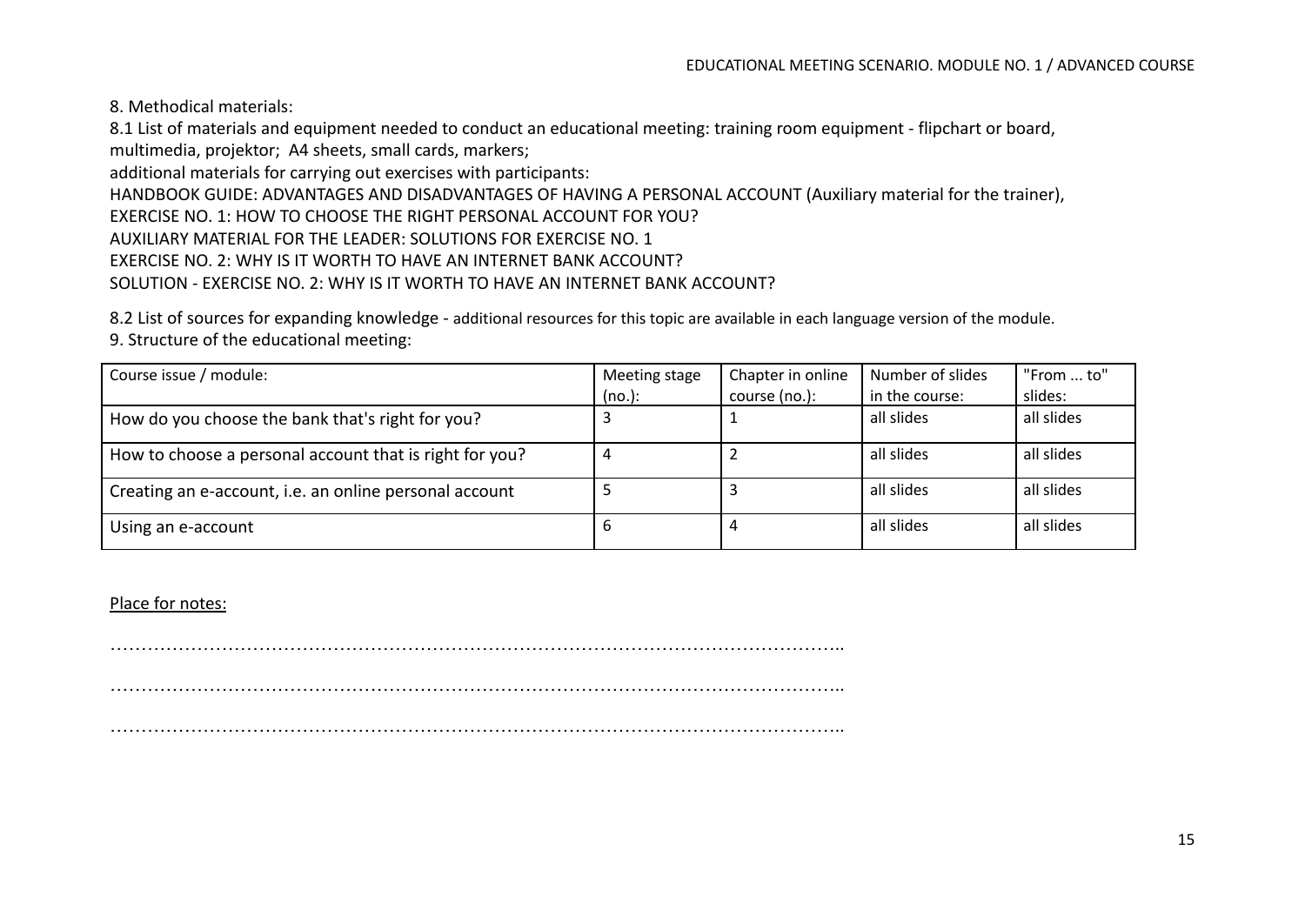8. Methodical materials:

8.1 List of materials and equipment needed to conduct an educational meeting: training room equipment - flipchart or board, multimedia, projektor; A4 sheets, small cards, markers;

additional materials for carrying out exercises with participants:

HANDBOOK GUIDE: ADVANTAGES AND DISADVANTAGES OF HAVING A PERSONAL ACCOUNT (Auxiliary material for the trainer),

EXERCISE NO. 1: HOW TO CHOOSE THE RIGHT PERSONAL ACCOUNT FOR YOU?

AUXILIARY MATERIAL FOR THE LEADER: SOLUTIONS FOR EXERCISE NO. 1

EXERCISE NO. 2: WHY IS IT WORTH TO HAVE AN INTERNET BANK ACCOUNT?

SOLUTION - EXERCISE NO. 2: WHY IS IT WORTH TO HAVE AN INTERNET BANK ACCOUNT?

8.2 List of sources for expanding knowledge - additional resources for this topic are available in each language version of the module.

9. Structure of the educational meeting:

| Course issue / module: | Meeting stage (no.): | Chapter in online course (no.): | Number of slides in the course: | "From ... to" slides: |
|---|---|---|---|---|
| How do you choose the bank that's right for you? | 3 | 1 | all slides | all slides |
| How to choose a personal account that is right for you? | 4 | 2 | all slides | all slides |
| Creating an e-account, i.e. an online personal account | 5 | 3 | all slides | all slides |
| Using an e-account | 6 | 4 | all slides | all slides |

Place for notes:

…………………………………………………………………………………………………………..

…………………………………………………………………………………………………………..

…………………………………………………………………………………………………………..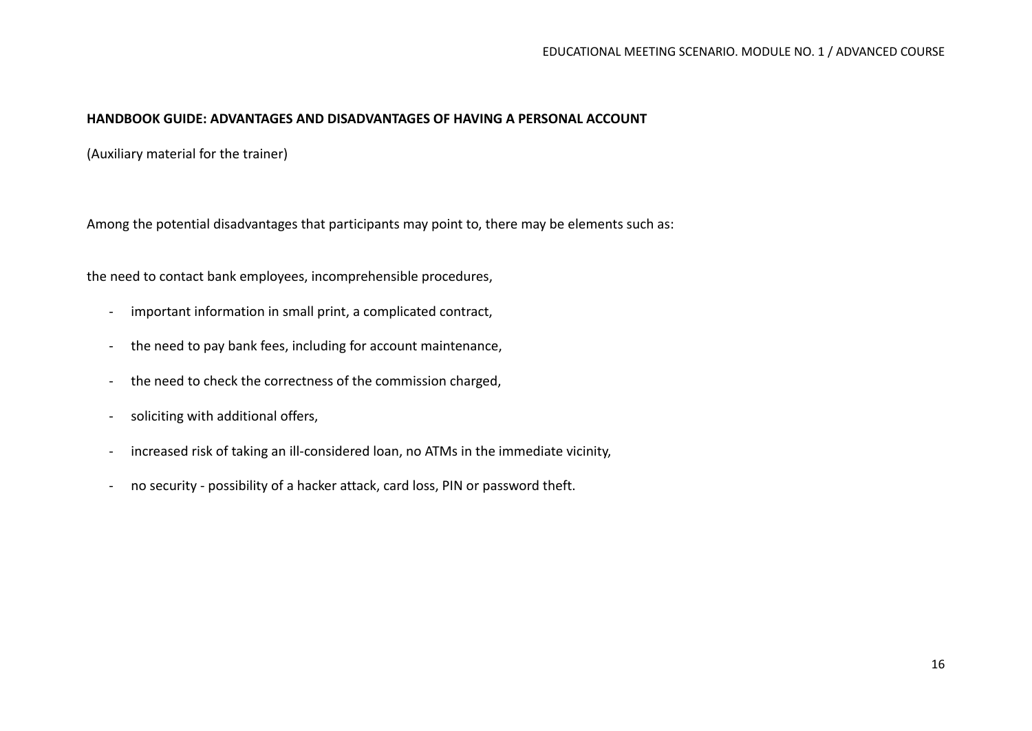**HANDBOOK GUIDE: ADVANTAGES AND DISADVANTAGES OF HAVING A PERSONAL ACCOUNT**

(Auxiliary material for the trainer)

Among the potential disadvantages that participants may point to, there may be elements such as:

the need to contact bank employees, incomprehensible procedures,

- important information in small print, a complicated contract,
- the need to pay bank fees, including for account maintenance,
- the need to check the correctness of the commission charged,
- soliciting with additional offers,
- increased risk of taking an ill-considered loan, no ATMs in the immediate vicinity,
- no security - possibility of a hacker attack, card loss, PIN or password theft.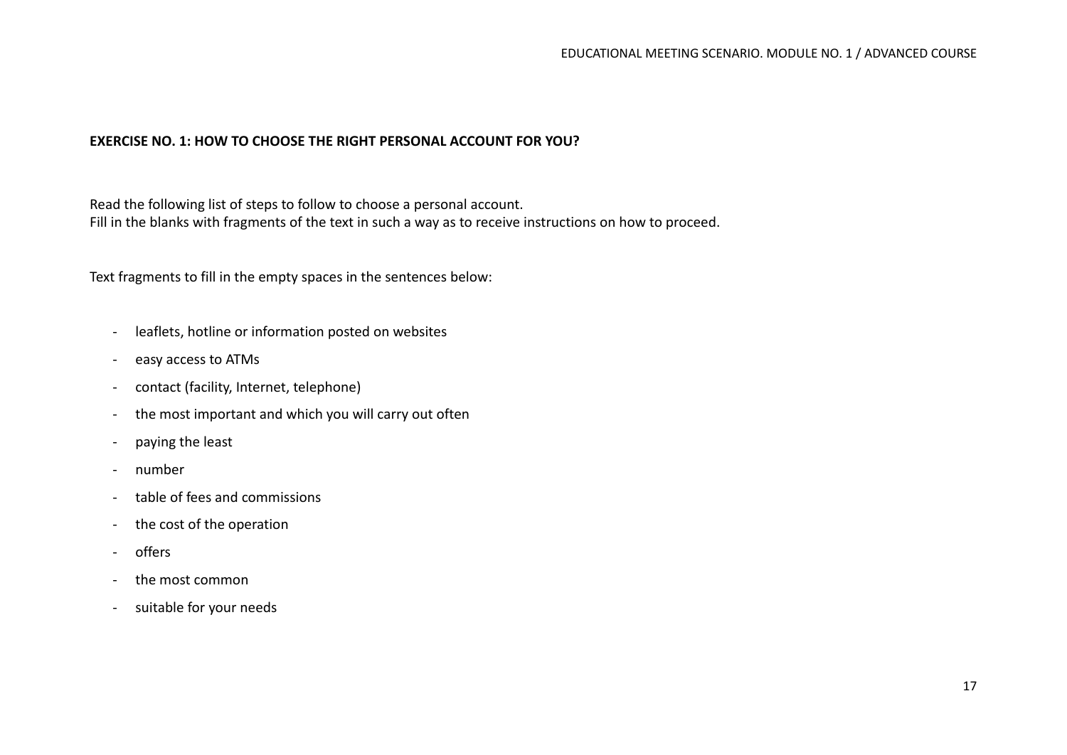**EXERCISE NO. 1: HOW TO CHOOSE THE RIGHT PERSONAL ACCOUNT FOR YOU?**

Read the following list of steps to follow to choose a personal account.
Fill in the blanks with fragments of the text in such a way as to receive instructions on how to proceed.

Text fragments to fill in the empty spaces in the sentences below:

- leaflets, hotline or information posted on websites
- easy access to ATMs
- contact (facility, Internet, telephone)
- the most important and which you will carry out often
- paying the least
- number
- table of fees and commissions
- the cost of the operation
- offers
- the most common
- suitable for your needs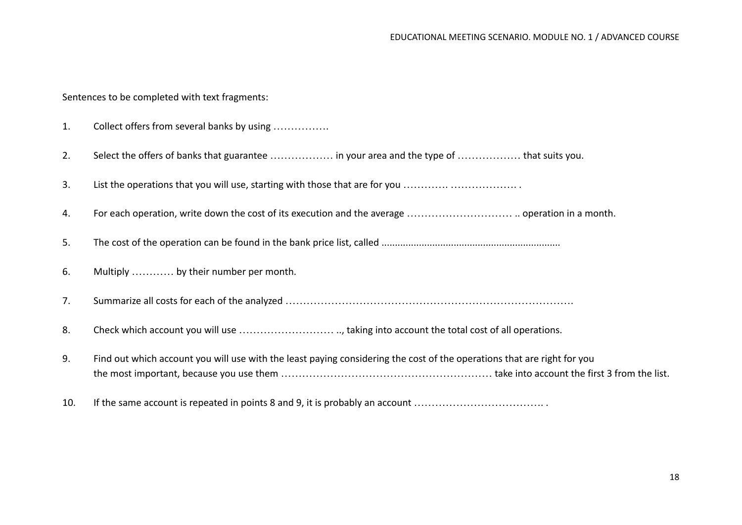Sentences to be completed with text fragments:

1. Collect offers from several banks by using …………….
2. Select the offers of banks that guarantee ……………… in your area and the type of ……………… that suits you.
3. List the operations that you will use, starting with those that are for you …………. ………………. .
4. For each operation, write down the cost of its execution and the average ………………………… .. operation in a month.
5. The cost of the operation can be found in the bank price list, called ..................................................................
6. Multiply ………… by their number per month.
7. Summarize all costs for each of the analyzed ……………………………………………………………………….
8. Check which account you will use ……………………… .., taking into account the total cost of all operations.
9. Find out which account you will use with the least paying considering the cost of the operations that are right for you the most important, because you use them …………………………………………………… take into account the first 3 from the list.
10. If the same account is repeated in points 8 and 9, it is probably an account ………………………………. .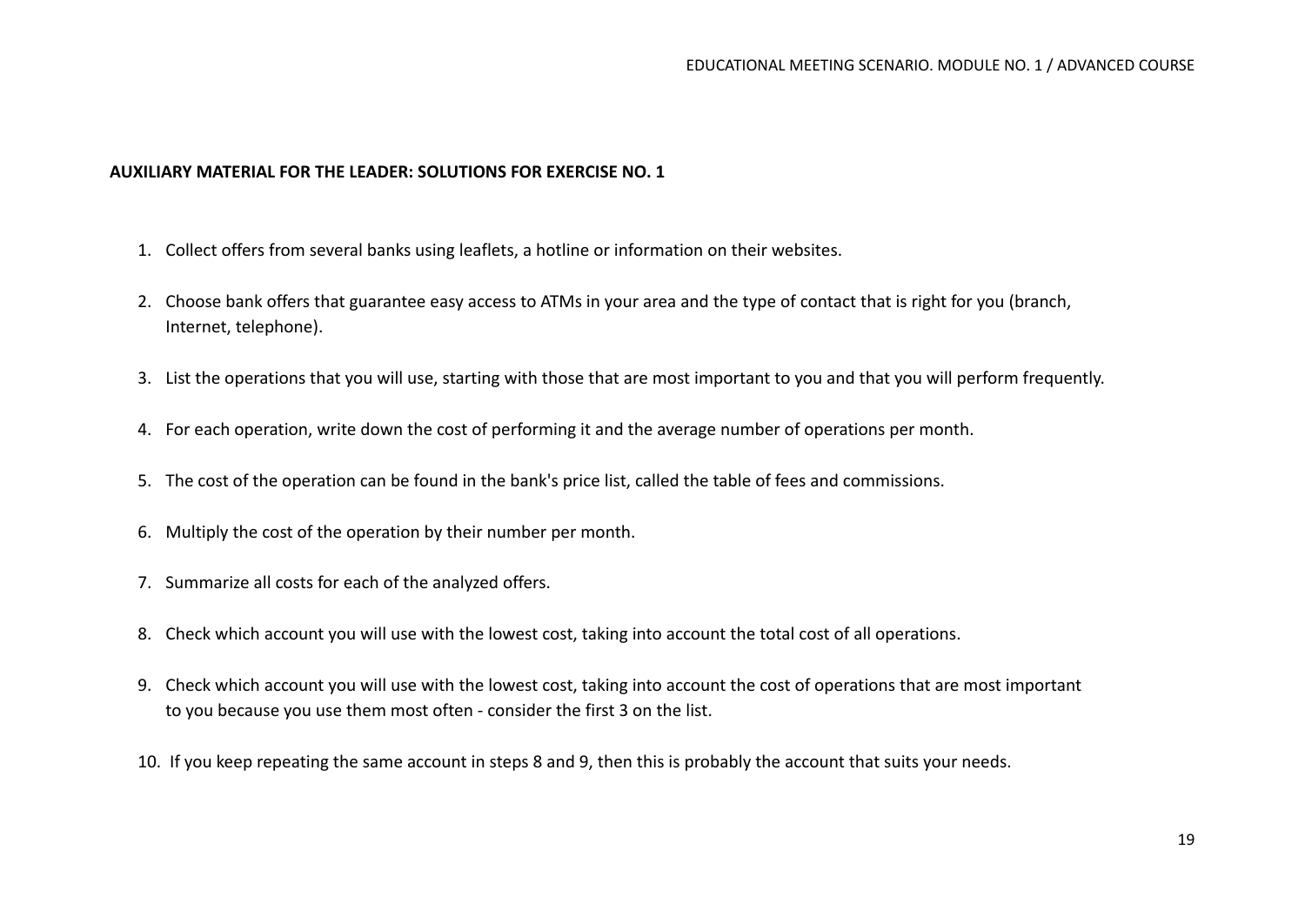**AUXILIARY MATERIAL FOR THE LEADER: SOLUTIONS FOR EXERCISE NO. 1**

1. Collect offers from several banks using leaflets, a hotline or information on their websites.
2. Choose bank offers that guarantee easy access to ATMs in your area and the type of contact that is right for you (branch, Internet, telephone).
3. List the operations that you will use, starting with those that are most important to you and that you will perform frequently.
4. For each operation, write down the cost of performing it and the average number of operations per month.
5. The cost of the operation can be found in the bank's price list, called the table of fees and commissions.
6. Multiply the cost of the operation by their number per month.
7. Summarize all costs for each of the analyzed offers.
8. Check which account you will use with the lowest cost, taking into account the total cost of all operations.
9. Check which account you will use with the lowest cost, taking into account the cost of operations that are most important to you because you use them most often - consider the first 3 on the list.
10. If you keep repeating the same account in steps 8 and 9, then this is probably the account that suits your needs.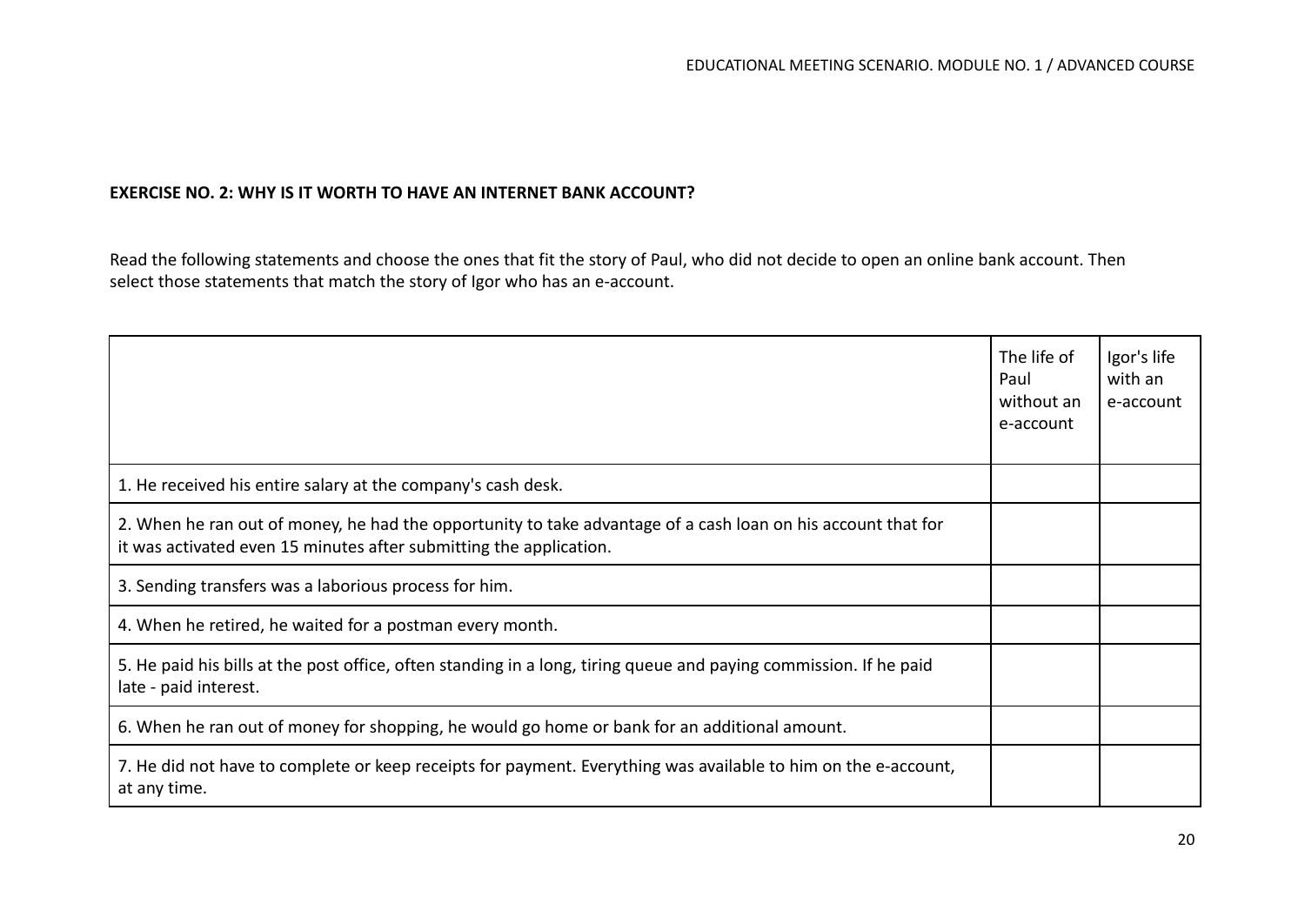**EXERCISE NO. 2: WHY IS IT WORTH TO HAVE AN INTERNET BANK ACCOUNT?**

Read the following statements and choose the ones that fit the story of Paul, who did not decide to open an online bank account. Then select those statements that match the story of Igor who has an e-account.

| | The life of Paul without an e-account | Igor's life with an e-account |
|---|---|---|
| 1. He received his entire salary at the company's cash desk. | | |
| 2. When he ran out of money, he had the opportunity to take advantage of a cash loan on his account that for it was activated even 15 minutes after submitting the application. | | |
| 3. Sending transfers was a laborious process for him. | | |
| 4. When he retired, he waited for a postman every month. | | |
| 5. He paid his bills at the post office, often standing in a long, tiring queue and paying commission. If he paid late - paid interest. | | |
| 6. When he ran out of money for shopping, he would go home or bank for an additional amount. | | |
| 7. He did not have to complete or keep receipts for payment. Everything was available to him on the e-account, at any time. | | |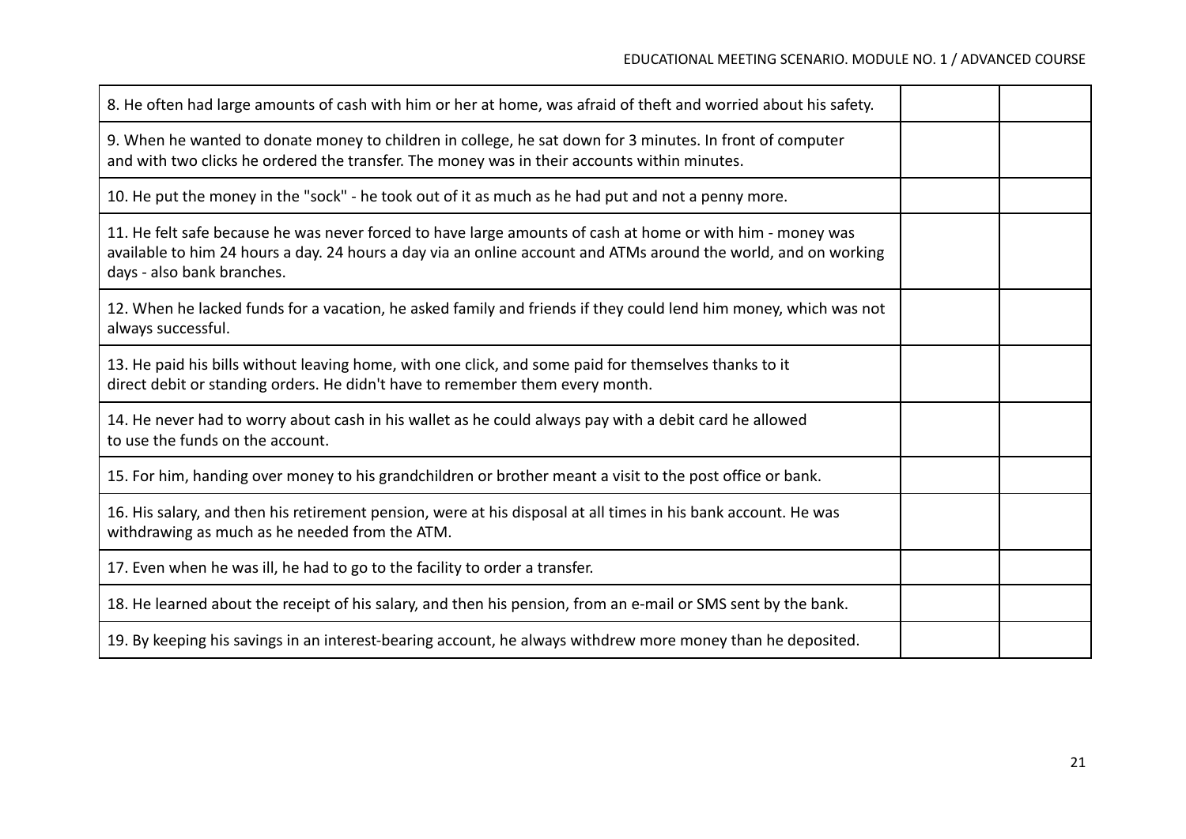| | | |
|---|---|---|
| 8. He often had large amounts of cash with him or her at home, was afraid of theft and worried about his safety. | | |
| 9. When he wanted to donate money to children in college, he sat down for 3 minutes. In front of computer and with two clicks he ordered the transfer. The money was in their accounts within minutes. | | |
| 10. He put the money in the "sock" - he took out of it as much as he had put and not a penny more. | | |
| 11. He felt safe because he was never forced to have large amounts of cash at home or with him - money was available to him 24 hours a day. 24 hours a day via an online account and ATMs around the world, and on working days - also bank branches. | | |
| 12. When he lacked funds for a vacation, he asked family and friends if they could lend him money, which was not always successful. | | |
| 13. He paid his bills without leaving home, with one click, and some paid for themselves thanks to it direct debit or standing orders. He didn't have to remember them every month. | | |
| 14. He never had to worry about cash in his wallet as he could always pay with a debit card he allowed to use the funds on the account. | | |
| 15. For him, handing over money to his grandchildren or brother meant a visit to the post office or bank. | | |
| 16. His salary, and then his retirement pension, were at his disposal at all times in his bank account. He was withdrawing as much as he needed from the ATM. | | |
| 17. Even when he was ill, he had to go to the facility to order a transfer. | | |
| 18. He learned about the receipt of his salary, and then his pension, from an e-mail or SMS sent by the bank. | | |
| 19. By keeping his savings in an interest-bearing account, he always withdrew more money than he deposited. | | |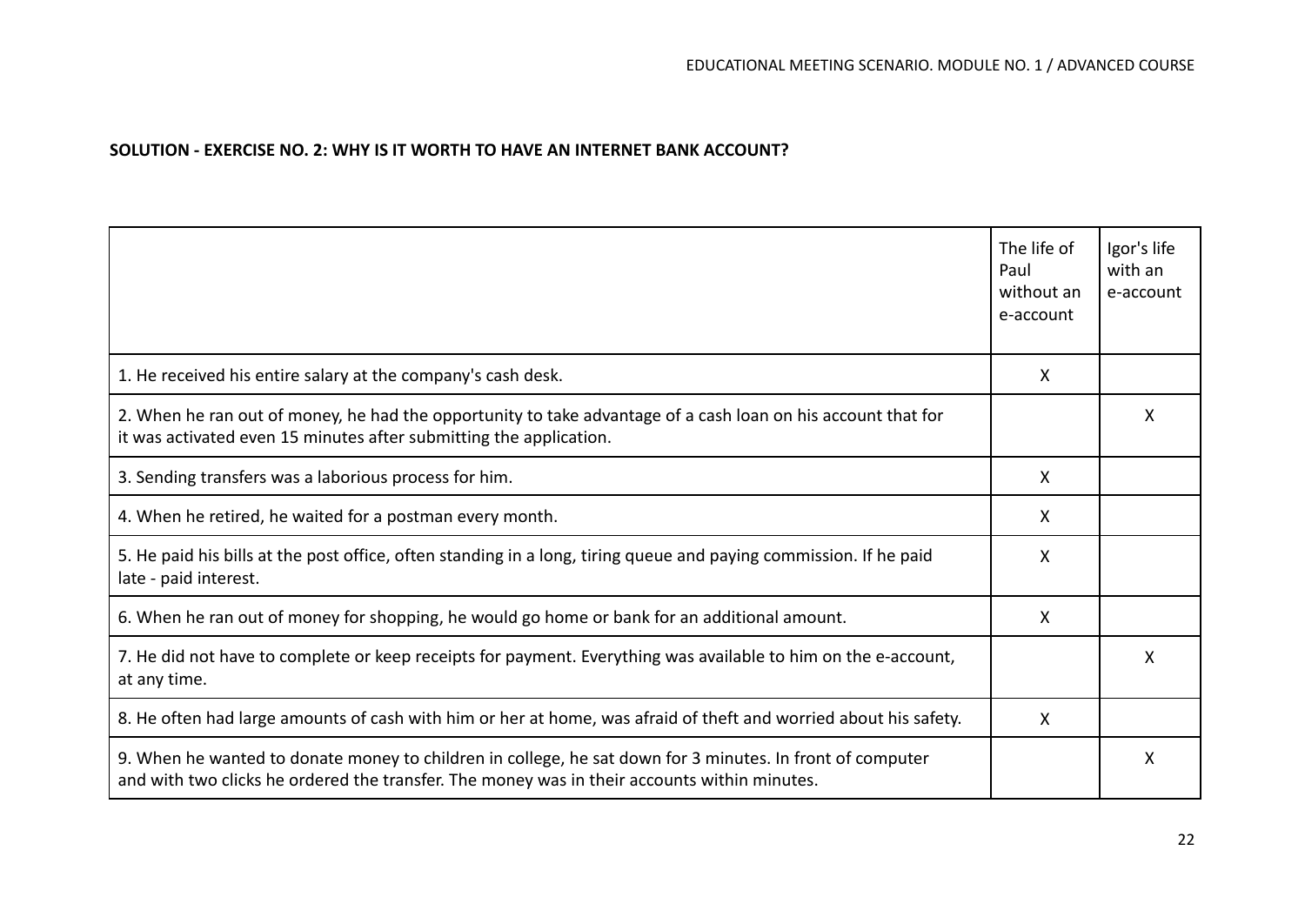**SOLUTION - EXERCISE NO. 2: WHY IS IT WORTH TO HAVE AN INTERNET BANK ACCOUNT?**

| | The life of Paul without an e-account | Igor's life with an e-account |
|---|---|---|
| 1. He received his entire salary at the company's cash desk. | X | |
| 2. When he ran out of money, he had the opportunity to take advantage of a cash loan on his account that for it was activated even 15 minutes after submitting the application. | | X |
| 3. Sending transfers was a laborious process for him. | X | |
| 4. When he retired, he waited for a postman every month. | X | |
| 5. He paid his bills at the post office, often standing in a long, tiring queue and paying commission. If he paid late - paid interest. | X | |
| 6. When he ran out of money for shopping, he would go home or bank for an additional amount. | X | |
| 7. He did not have to complete or keep receipts for payment. Everything was available to him on the e-account, at any time. | | X |
| 8. He often had large amounts of cash with him or her at home, was afraid of theft and worried about his safety. | X | |
| 9. When he wanted to donate money to children in college, he sat down for 3 minutes. In front of computer and with two clicks he ordered the transfer. The money was in their accounts within minutes. | | X |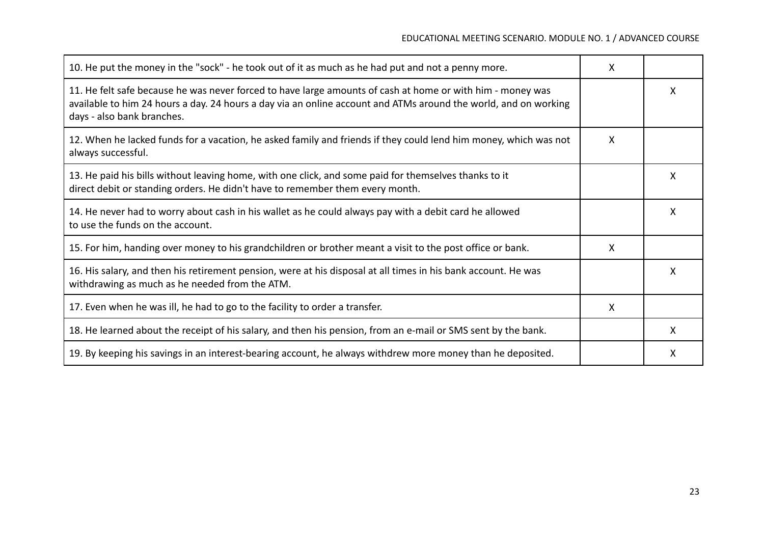| | | |
|---|---|---|
| 10. He put the money in the "sock" - he took out of it as much as he had put and not a penny more. | X | |
| 11. He felt safe because he was never forced to have large amounts of cash at home or with him - money was available to him 24 hours a day. 24 hours a day via an online account and ATMs around the world, and on working days - also bank branches. | | X |
| 12. When he lacked funds for a vacation, he asked family and friends if they could lend him money, which was not always successful. | X | |
| 13. He paid his bills without leaving home, with one click, and some paid for themselves thanks to it direct debit or standing orders. He didn't have to remember them every month. | | X |
| 14. He never had to worry about cash in his wallet as he could always pay with a debit card he allowed to use the funds on the account. | | X |
| 15. For him, handing over money to his grandchildren or brother meant a visit to the post office or bank. | X | |
| 16. His salary, and then his retirement pension, were at his disposal at all times in his bank account. He was withdrawing as much as he needed from the ATM. | | X |
| 17. Even when he was ill, he had to go to the facility to order a transfer. | X | |
| 18. He learned about the receipt of his salary, and then his pension, from an e-mail or SMS sent by the bank. | | X |
| 19. By keeping his savings in an interest-bearing account, he always withdrew more money than he deposited. | | X |